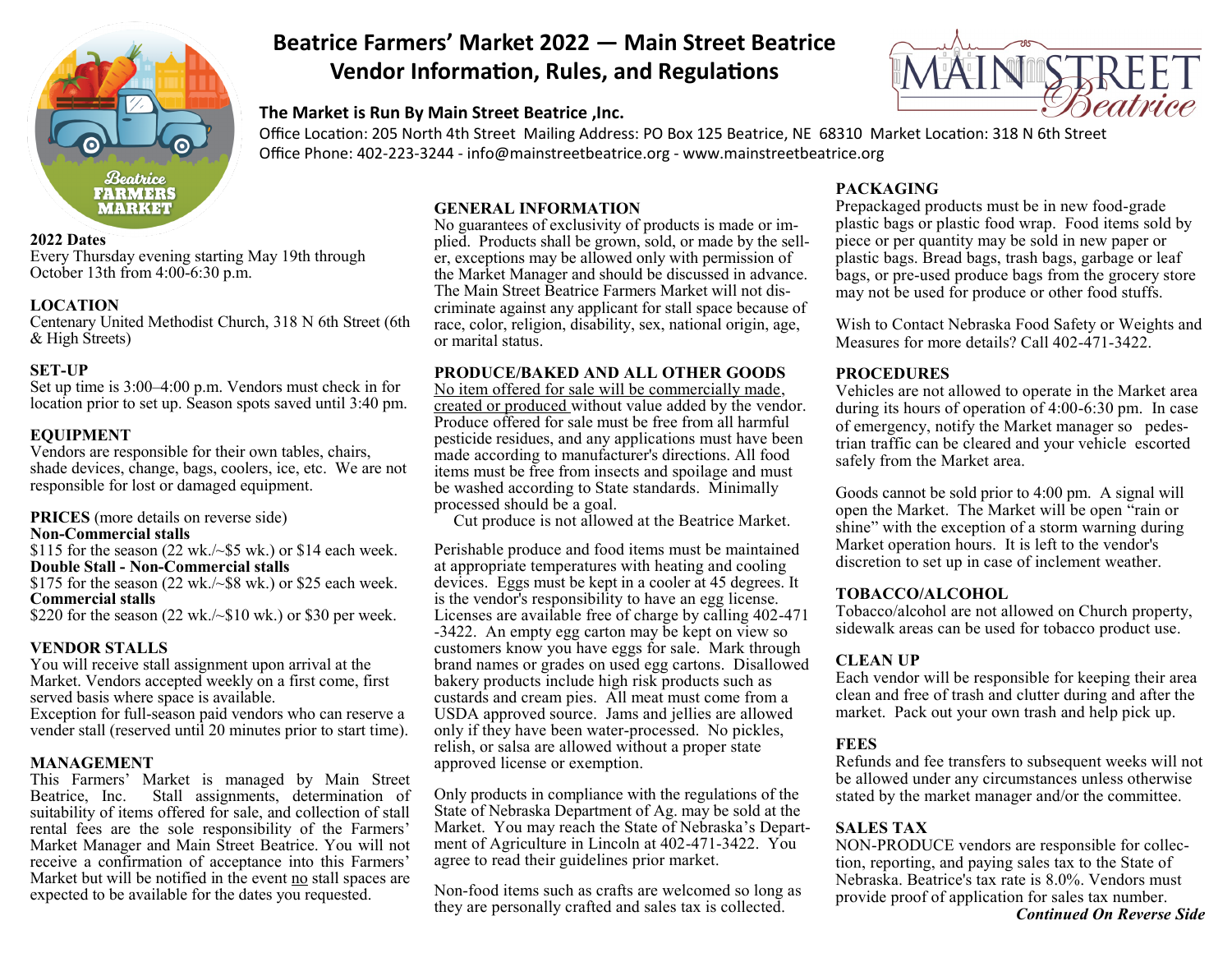# Beatrice Farmers' Market 2022 — Main Street Beatrice
# Vendor Information, Rules, and Regulations

**The Market is Run By Main Street Beatrice ,Inc.**

Office Location: 205 North 4th Street Mailing Address: PO Box 125 Beatrice, NE 68310 Market Location: 318 N 6th Street
Office Phone: 402-223-3244 - info@mainstreetbeatrice.org - www.mainstreetbeatrice.org

### 2022 Dates

Every Thursday evening starting May 19th through October 13th from 4:00-6:30 p.m.

### LOCATION

Centenary United Methodist Church, 318 N 6th Street (6th & High Streets)

### SET-UP

Set up time is 3:00–4:00 p.m. Vendors must check in for location prior to set up. Season spots saved until 3:40 pm.

### EQUIPMENT

Vendors are responsible for their own tables, chairs, shade devices, change, bags, coolers, ice, etc. We are not responsible for lost or damaged equipment.

### PRICES (more details on reverse side)

**Non-Commercial stalls**
$115 for the season (22 wk./~$5 wk.) or $14 each week.
**Double Stall - Non-Commercial stalls**
$175 for the season (22 wk./~$8 wk.) or $25 each week.
**Commercial stalls**
$220 for the season (22 wk./~$10 wk.) or $30 per week.

### VENDOR STALLS

You will receive stall assignment upon arrival at the Market. Vendors accepted weekly on a first come, first served basis where space is available.
Exception for full-season paid vendors who can reserve a vender stall (reserved until 20 minutes prior to start time).

### MANAGEMENT

This Farmers' Market is managed by Main Street Beatrice, Inc. Stall assignments, determination of suitability of items offered for sale, and collection of stall rental fees are the sole responsibility of the Farmers' Market Manager and Main Street Beatrice. You will not receive a confirmation of acceptance into this Farmers' Market but will be notified in the event no stall spaces are expected to be available for the dates you requested.

### GENERAL INFORMATION

No guarantees of exclusivity of products is made or implied. Products shall be grown, sold, or made by the seller, exceptions may be allowed only with permission of the Market Manager and should be discussed in advance. The Main Street Beatrice Farmers Market will not discriminate against any applicant for stall space because of race, color, religion, disability, sex, national origin, age, or marital status.

### PRODUCE/BAKED AND ALL OTHER GOODS

No item offered for sale will be commercially made, created or produced without value added by the vendor. Produce offered for sale must be free from all harmful pesticide residues, and any applications must have been made according to manufacturer's directions. All food items must be free from insects and spoilage and must be washed according to State standards. Minimally processed should be a goal.

Cut produce is not allowed at the Beatrice Market.

Perishable produce and food items must be maintained at appropriate temperatures with heating and cooling devices. Eggs must be kept in a cooler at 45 degrees. It is the vendor's responsibility to have an egg license. Licenses are available free of charge by calling 402-471-3422. An empty egg carton may be kept on view so customers know you have eggs for sale. Mark through brand names or grades on used egg cartons. Disallowed bakery products include high risk products such as custards and cream pies. All meat must come from a USDA approved source. Jams and jellies are allowed only if they have been water-processed. No pickles, relish, or salsa are allowed without a proper state approved license or exemption.

Only products in compliance with the regulations of the State of Nebraska Department of Ag. may be sold at the Market. You may reach the State of Nebraska's Department of Agriculture in Lincoln at 402-471-3422. You agree to read their guidelines prior market.

Non-food items such as crafts are welcomed so long as they are personally crafted and sales tax is collected.

### PACKAGING

Prepackaged products must be in new food-grade plastic bags or plastic food wrap. Food items sold by piece or per quantity may be sold in new paper or plastic bags. Bread bags, trash bags, garbage or leaf bags, or pre-used produce bags from the grocery store may not be used for produce or other food stuffs.

Wish to Contact Nebraska Food Safety or Weights and Measures for more details? Call 402-471-3422.

### PROCEDURES

Vehicles are not allowed to operate in the Market area during its hours of operation of 4:00-6:30 pm. In case of emergency, notify the Market manager so pedestrian traffic can be cleared and your vehicle escorted safely from the Market area.

Goods cannot be sold prior to 4:00 pm. A signal will open the Market. The Market will be open "rain or shine" with the exception of a storm warning during Market operation hours. It is left to the vendor's discretion to set up in case of inclement weather.

### TOBACCO/ALCOHOL

Tobacco/alcohol are not allowed on Church property, sidewalk areas can be used for tobacco product use.

### CLEAN UP

Each vendor will be responsible for keeping their area clean and free of trash and clutter during and after the market. Pack out your own trash and help pick up.

### FEES

Refunds and fee transfers to subsequent weeks will not be allowed under any circumstances unless otherwise stated by the market manager and/or the committee.

### SALES TAX

NON-PRODUCE vendors are responsible for collection, reporting, and paying sales tax to the State of Nebraska. Beatrice's tax rate is 8.0%. Vendors must provide proof of application for sales tax number.

***Continued On Reverse Side***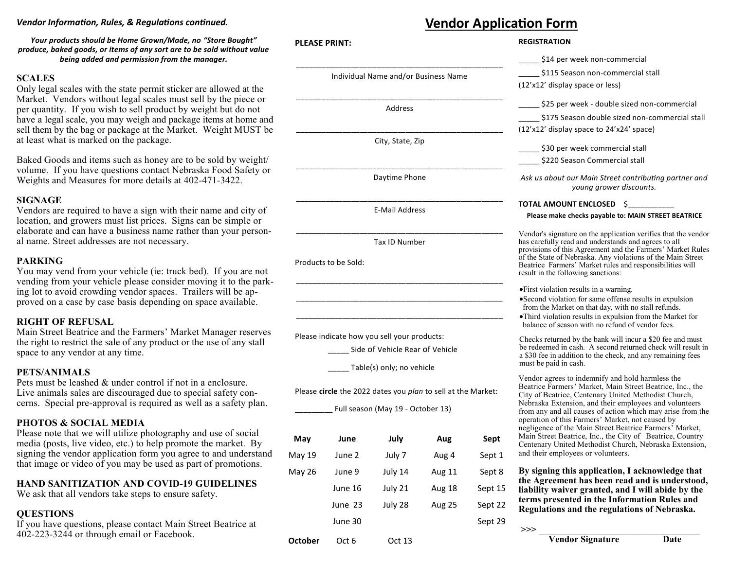*Vendor Information, Rules, & Regulations continued.*

***Your products should be Home Grown/Made, no "Store Bought" produce, baked goods, or items of any sort are to be sold without value being added and permission from the manager.***

**SCALES**

Only legal scales with the state permit sticker are allowed at the Market. Vendors without legal scales must sell by the piece or per quantity. If you wish to sell product by weight but do not have a legal scale, you may weigh and package items at home and sell them by the bag or package at the Market. Weight MUST be at least what is marked on the package.

Baked Goods and items such as honey are to be sold by weight/volume. If you have questions contact Nebraska Food Safety or Weights and Measures for more details at 402-471-3422.

**SIGNAGE**

Vendors are required to have a sign with their name and city of location, and growers must list prices. Signs can be simple or elaborate and can have a business name rather than your personal name. Street addresses are not necessary.

**PARKING**

You may vend from your vehicle (ie: truck bed). If you are not vending from your vehicle please consider moving it to the parking lot to avoid crowding vendor spaces. Trailers will be approved on a case by case basis depending on space available.

**RIGHT OF REFUSAL**

Main Street Beatrice and the Farmers' Market Manager reserves the right to restrict the sale of any product or the use of any stall space to any vendor at any time.

**PETS/ANIMALS**

Pets must be leashed & under control if not in a enclosure. Live animals sales are discouraged due to special safety concerns. Special pre-approval is required as well as a safety plan.

**PHOTOS & SOCIAL MEDIA**

Please note that we will utilize photography and use of social media (posts, live video, etc.) to help promote the market. By signing the vendor application form you agree to and understand that image or video of you may be used as part of promotions.

**HAND SANITIZATION AND COVID-19 GUIDELINES**

We ask that all vendors take steps to ensure safety.

**QUESTIONS**

If you have questions, please contact Main Street Beatrice at 402-223-3244 or through email or Facebook.

# Vendor Application Form

**PLEASE PRINT:**

_______________________________________________
Individual Name and/or Business Name

_______________________________________________
Address

_______________________________________________
City, State, Zip

_______________________________________________
Daytime Phone

_______________________________________________
E-Mail Address

_______________________________________________
Tax ID Number

Products to be Sold:

_______________________________________________

_______________________________________________

_______________________________________________

Please indicate how you sell your products:

_____ Side of Vehicle Rear of Vehicle

_____ Table(s) only; no vehicle

Please **circle** the 2022 dates you *plan* to sell at the Market:

_________ Full season (May 19 - October 13)

| May | June | July | Aug | Sept |
|---|---|---|---|---|
| May 19 | June 2 | July 7 | Aug 4 | Sept 1 |
| May 26 | June 9 | July 14 | Aug 11 | Sept 8 |
| | June 16 | July 21 | Aug 18 | Sept 15 |
| | June 23 | July 28 | Aug 25 | Sept 22 |
| | June 30 | | | Sept 29 |
| **October** | Oct 6 | Oct 13 | | |

**REGISTRATION**

_____ $14 per week non-commercial

_____ $115 Season non-commercial stall

(12'x12' display space or less)

_____ $25 per week - double sized non-commercial

_____ $175 Season double sized non-commercial stall

(12'x12' display space to 24'x24' space)

_____ $30 per week commercial stall

_____ $220 Season Commercial stall

*Ask us about our Main Street contributing partner and young grower discounts.*

**TOTAL AMOUNT ENCLOSED** $___________

**Please make checks payable to: MAIN STREET BEATRICE**

Vendor's signature on the application verifies that the vendor has carefully read and understands and agrees to all provisions of this Agreement and the Farmers' Market Rules of the State of Nebraska. Any violations of the Main Street Beatrice Farmers' Market rules and responsibilities will result in the following sanctions:

- First violation results in a warning.
- Second violation for same offense results in expulsion from the Market on that day, with no stall refunds.
- Third violation results in expulsion from the Market for balance of season with no refund of vendor fees.

Checks returned by the bank will incur a $20 fee and must be redeemed in cash. A second returned check will result in a $30 fee in addition to the check, and any remaining fees must be paid in cash.

Vendor agrees to indemnify and hold harmless the Beatrice Farmers' Market, Main Street Beatrice, Inc., the City of Beatrice, Centenary United Methodist Church, Nebraska Extension, and their employees and volunteers from any and all causes of action which may arise from the operation of this Farmers' Market, not caused by negligence of the Main Street Beatrice Farmers' Market, Main Street Beatrice, Inc., the City of Beatrice, Country Centenary United Methodist Church, Nebraska Extension, and their employees or volunteers.

**By signing this application, I acknowledge that the Agreement has been read and is understood, liability waiver granted, and I will abide by the terms presented in the Information Rules and Regulations and the regulations of Nebraska.**

>>> ___________________________________

**Vendor Signature** **Date**